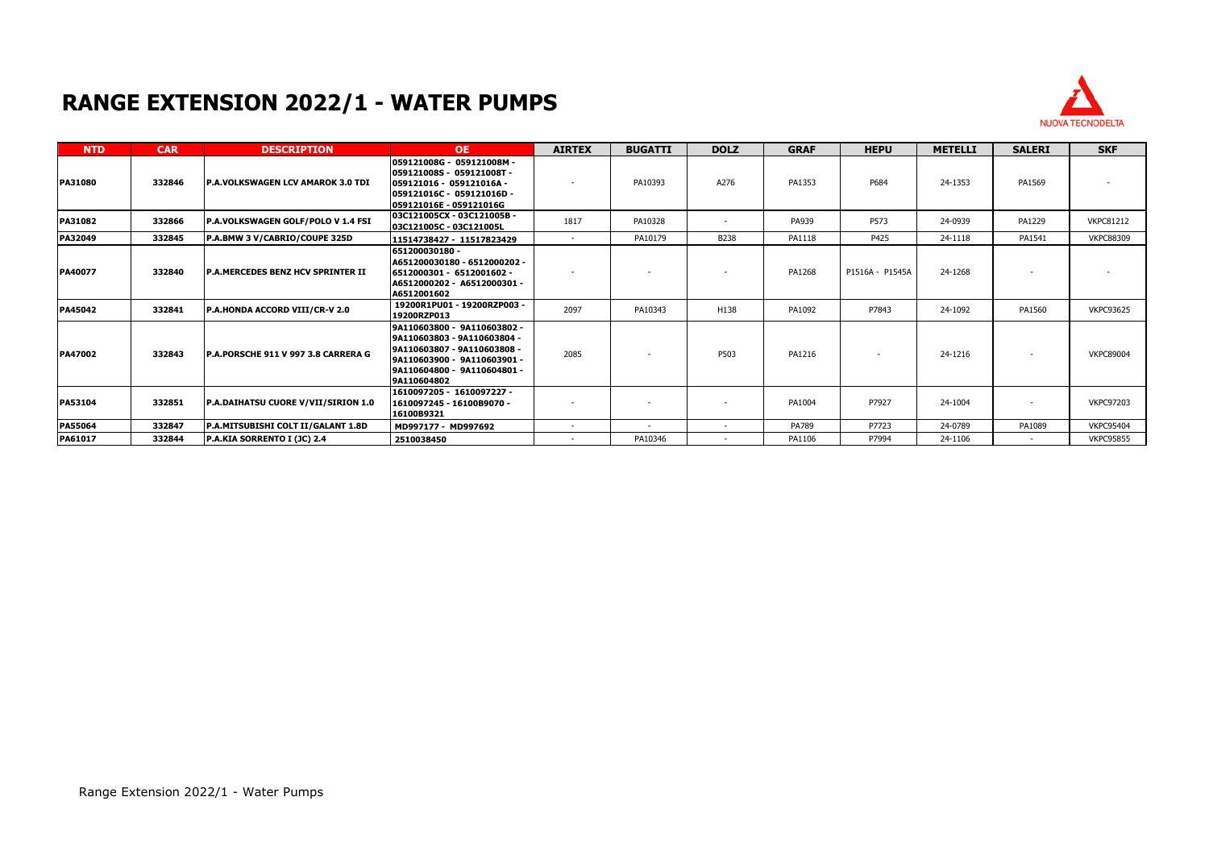# RANGE EXTENSION 2022/1 - WATER PUMPS

NUOVA TECNODELTA

| NTD | CAR | DESCRIPTION | OE | AIRTEX | BUGATTI | DOLZ | GRAF | HEPU | METELLI | SALERI | SKF |
|---|---|---|---|---|---|---|---|---|---|---|---|
| PA31080 | 332846 | P.A.VOLKSWAGEN LCV AMAROK 3.0 TDI | 059121008G - 059121008M - 059121008S - 059121008T - 059121016 - 059121016A - 059121016C - 059121016D - 059121016E - 059121016G | - | PA10393 | A276 | PA1353 | P684 | 24-1353 | PA1569 | - |
| PA31082 | 332866 | P.A.VOLKSWAGEN GOLF/POLO V 1.4 FSI | 03C121005CX - 03C121005B - 03C121005C - 03C121005L | 1817 | PA10328 | - | PA939 | P573 | 24-0939 | PA1229 | VKPC81212 |
| PA32049 | 332845 | P.A.BMW 3 V/CABRIO/COUPE 325D | 11514738427 - 11517823429 | - | PA10179 | B238 | PA1118 | P425 | 24-1118 | PA1541 | VKPC88309 |
| PA40077 | 332840 | P.A.MERCEDES BENZ HCV SPRINTER II | 651200030180 - A651200030180 - 6512000202 - 6512000301 - 6512001602 - A6512000202 - A6512000301 - A6512001602 | - | - | - | PA1268 | P1516A - P1545A | 24-1268 | - | - |
| PA45042 | 332841 | P.A.HONDA ACCORD VIII/CR-V 2.0 | 19200R1PU01 - 19200RZP003 - 19200RZP013 | 2097 | PA10343 | H138 | PA1092 | P7843 | 24-1092 | PA1560 | VKPC93625 |
| PA47002 | 332843 | P.A.PORSCHE 911 V 997 3.8 CARRERA G | 9A110603800 - 9A110603802 - 9A110603803 - 9A110603804 - 9A110603807 - 9A110603808 - 9A110603900 - 9A110603901 - 9A110604800 - 9A110604801 - 9A110604802 | 2085 | - | P503 | PA1216 | - | 24-1216 | - | VKPC89004 |
| PA53104 | 332851 | P.A.DAIHATSU CUORE V/VII/SIRION 1.0 | 1610097205 - 1610097227 - 1610097245 - 16100B9070 - 16100B9321 | - | - | - | PA1004 | P7927 | 24-1004 | - | VKPC97203 |
| PA55064 | 332847 | P.A.MITSUBISHI COLT II/GALANT 1.8D | MD997177 - MD997692 | - | - | - | PA789 | P7723 | 24-0789 | PA1089 | VKPC95404 |
| PA61017 | 332844 | P.A.KIA SORRENTO I (JC) 2.4 | 2510038450 | - | PA10346 | - | PA1106 | P7994 | 24-1106 | - | VKPC95855 |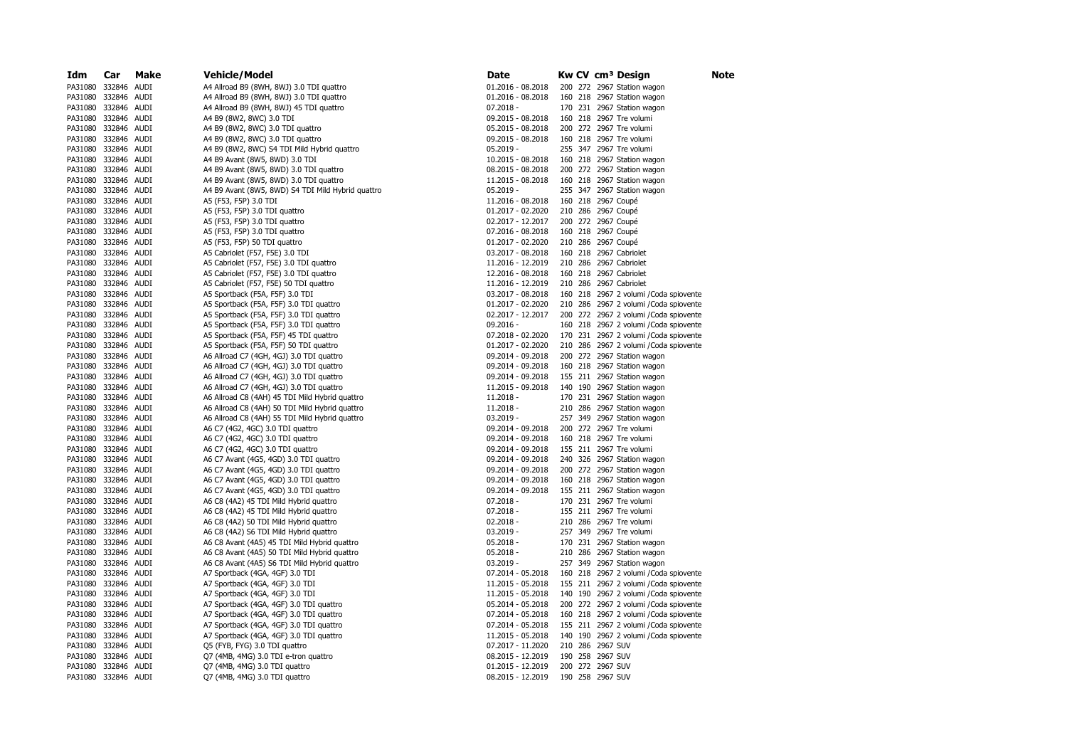| Idm | Car | Make | Vehicle/Model | Date | Kw | CV | cm³ | Design | Note |
|---|---|---|---|---|---|---|---|---|---|
| PA31080 | 332846 | AUDI | A4 Allroad B9 (8WH, 8WJ) 3.0 TDI quattro | 01.2016 - 08.2018 | 200 | 272 | 2967 | Station wagon | |
| PA31080 | 332846 | AUDI | A4 Allroad B9 (8WH, 8WJ) 3.0 TDI quattro | 01.2016 - 08.2018 | 160 | 218 | 2967 | Station wagon | |
| PA31080 | 332846 | AUDI | A4 Allroad B9 (8WH, 8WJ) 45 TDI quattro | 07.2018 - | 170 | 231 | 2967 | Station wagon | |
| PA31080 | 332846 | AUDI | A4 B9 (8W2, 8WC) 3.0 TDI | 09.2015 - 08.2018 | 160 | 218 | 2967 | Tre volumi | |
| PA31080 | 332846 | AUDI | A4 B9 (8W2, 8WC) 3.0 TDI quattro | 05.2015 - 08.2018 | 200 | 272 | 2967 | Tre volumi | |
| PA31080 | 332846 | AUDI | A4 B9 (8W2, 8WC) 3.0 TDI quattro | 09.2015 - 08.2018 | 160 | 218 | 2967 | Tre volumi | |
| PA31080 | 332846 | AUDI | A4 B9 (8W2, 8WC) S4 TDI Mild Hybrid quattro | 05.2019 - | 255 | 347 | 2967 | Tre volumi | |
| PA31080 | 332846 | AUDI | A4 B9 Avant (8W5, 8WD) 3.0 TDI | 10.2015 - 08.2018 | 160 | 218 | 2967 | Station wagon | |
| PA31080 | 332846 | AUDI | A4 B9 Avant (8W5, 8WD) 3.0 TDI quattro | 08.2015 - 08.2018 | 200 | 272 | 2967 | Station wagon | |
| PA31080 | 332846 | AUDI | A4 B9 Avant (8W5, 8WD) 3.0 TDI quattro | 11.2015 - 08.2018 | 160 | 218 | 2967 | Station wagon | |
| PA31080 | 332846 | AUDI | A4 B9 Avant (8W5, 8WD) S4 TDI Mild Hybrid quattro | 05.2019 - | 255 | 347 | 2967 | Station wagon | |
| PA31080 | 332846 | AUDI | A5 (F53, F5P) 3.0 TDI | 11.2016 - 08.2018 | 160 | 218 | 2967 | Coupé | |
| PA31080 | 332846 | AUDI | A5 (F53, F5P) 3.0 TDI quattro | 01.2017 - 02.2020 | 210 | 286 | 2967 | Coupé | |
| PA31080 | 332846 | AUDI | A5 (F53, F5P) 3.0 TDI quattro | 02.2017 - 12.2017 | 200 | 272 | 2967 | Coupé | |
| PA31080 | 332846 | AUDI | A5 (F53, F5P) 3.0 TDI quattro | 07.2016 - 08.2018 | 160 | 218 | 2967 | Coupé | |
| PA31080 | 332846 | AUDI | A5 (F53, F5P) 50 TDI quattro | 01.2017 - 02.2020 | 210 | 286 | 2967 | Coupé | |
| PA31080 | 332846 | AUDI | A5 Cabriolet (F57, F5E) 3.0 TDI | 03.2017 - 08.2018 | 160 | 218 | 2967 | Cabriolet | |
| PA31080 | 332846 | AUDI | A5 Cabriolet (F57, F5E) 3.0 TDI quattro | 11.2016 - 12.2019 | 210 | 286 | 2967 | Cabriolet | |
| PA31080 | 332846 | AUDI | A5 Cabriolet (F57, F5E) 3.0 TDI quattro | 12.2016 - 08.2018 | 160 | 218 | 2967 | Cabriolet | |
| PA31080 | 332846 | AUDI | A5 Cabriolet (F57, F5E) 50 TDI quattro | 11.2016 - 12.2019 | 210 | 286 | 2967 | Cabriolet | |
| PA31080 | 332846 | AUDI | A5 Sportback (F5A, F5F) 3.0 TDI | 03.2017 - 08.2018 | 160 | 218 | 2967 | 2 volumi /Coda spiovente | |
| PA31080 | 332846 | AUDI | A5 Sportback (F5A, F5F) 3.0 TDI quattro | 01.2017 - 02.2020 | 210 | 286 | 2967 | 2 volumi /Coda spiovente | |
| PA31080 | 332846 | AUDI | A5 Sportback (F5A, F5F) 3.0 TDI quattro | 02.2017 - 12.2017 | 200 | 272 | 2967 | 2 volumi /Coda spiovente | |
| PA31080 | 332846 | AUDI | A5 Sportback (F5A, F5F) 3.0 TDI quattro | 09.2016 - | 160 | 218 | 2967 | 2 volumi /Coda spiovente | |
| PA31080 | 332846 | AUDI | A5 Sportback (F5A, F5F) 45 TDI quattro | 07.2018 - 02.2020 | 170 | 231 | 2967 | 2 volumi /Coda spiovente | |
| PA31080 | 332846 | AUDI | A5 Sportback (F5A, F5F) 50 TDI quattro | 01.2017 - 02.2020 | 210 | 286 | 2967 | 2 volumi /Coda spiovente | |
| PA31080 | 332846 | AUDI | A6 Allroad C7 (4GH, 4GJ) 3.0 TDI quattro | 09.2014 - 09.2018 | 200 | 272 | 2967 | Station wagon | |
| PA31080 | 332846 | AUDI | A6 Allroad C7 (4GH, 4GJ) 3.0 TDI quattro | 09.2014 - 09.2018 | 160 | 218 | 2967 | Station wagon | |
| PA31080 | 332846 | AUDI | A6 Allroad C7 (4GH, 4GJ) 3.0 TDI quattro | 09.2014 - 09.2018 | 155 | 211 | 2967 | Station wagon | |
| PA31080 | 332846 | AUDI | A6 Allroad C7 (4GH, 4GJ) 3.0 TDI quattro | 11.2015 - 09.2018 | 140 | 190 | 2967 | Station wagon | |
| PA31080 | 332846 | AUDI | A6 Allroad C8 (4AH) 45 TDI Mild Hybrid quattro | 11.2018 - | 170 | 231 | 2967 | Station wagon | |
| PA31080 | 332846 | AUDI | A6 Allroad C8 (4AH) 50 TDI Mild Hybrid quattro | 11.2018 - | 210 | 286 | 2967 | Station wagon | |
| PA31080 | 332846 | AUDI | A6 Allroad C8 (4AH) 55 TDI Mild Hybrid quattro | 03.2019 - | 257 | 349 | 2967 | Station wagon | |
| PA31080 | 332846 | AUDI | A6 C7 (4G2, 4GC) 3.0 TDI quattro | 09.2014 - 09.2018 | 200 | 272 | 2967 | Tre volumi | |
| PA31080 | 332846 | AUDI | A6 C7 (4G2, 4GC) 3.0 TDI quattro | 09.2014 - 09.2018 | 160 | 218 | 2967 | Tre volumi | |
| PA31080 | 332846 | AUDI | A6 C7 (4G2, 4GC) 3.0 TDI quattro | 09.2014 - 09.2018 | 155 | 211 | 2967 | Tre volumi | |
| PA31080 | 332846 | AUDI | A6 C7 Avant (4G5, 4GD) 3.0 TDI quattro | 09.2014 - 09.2018 | 240 | 326 | 2967 | Station wagon | |
| PA31080 | 332846 | AUDI | A6 C7 Avant (4G5, 4GD) 3.0 TDI quattro | 09.2014 - 09.2018 | 200 | 272 | 2967 | Station wagon | |
| PA31080 | 332846 | AUDI | A6 C7 Avant (4G5, 4GD) 3.0 TDI quattro | 09.2014 - 09.2018 | 160 | 218 | 2967 | Station wagon | |
| PA31080 | 332846 | AUDI | A6 C7 Avant (4G5, 4GD) 3.0 TDI quattro | 09.2014 - 09.2018 | 155 | 211 | 2967 | Station wagon | |
| PA31080 | 332846 | AUDI | A6 C8 (4A2) 45 TDI Mild Hybrid quattro | 07.2018 - | 170 | 231 | 2967 | Tre volumi | |
| PA31080 | 332846 | AUDI | A6 C8 (4A2) 45 TDI Mild Hybrid quattro | 07.2018 - | 155 | 211 | 2967 | Tre volumi | |
| PA31080 | 332846 | AUDI | A6 C8 (4A2) 50 TDI Mild Hybrid quattro | 02.2018 - | 210 | 286 | 2967 | Tre volumi | |
| PA31080 | 332846 | AUDI | A6 C8 (4A2) S6 TDI Mild Hybrid quattro | 03.2019 - | 257 | 349 | 2967 | Tre volumi | |
| PA31080 | 332846 | AUDI | A6 C8 Avant (4A5) 45 TDI Mild Hybrid quattro | 05.2018 - | 170 | 231 | 2967 | Station wagon | |
| PA31080 | 332846 | AUDI | A6 C8 Avant (4A5) 50 TDI Mild Hybrid quattro | 05.2018 - | 210 | 286 | 2967 | Station wagon | |
| PA31080 | 332846 | AUDI | A6 C8 Avant (4A5) S6 TDI Mild Hybrid quattro | 03.2019 - | 257 | 349 | 2967 | Station wagon | |
| PA31080 | 332846 | AUDI | A7 Sportback (4GA, 4GF) 3.0 TDI | 07.2014 - 05.2018 | 160 | 218 | 2967 | 2 volumi /Coda spiovente | |
| PA31080 | 332846 | AUDI | A7 Sportback (4GA, 4GF) 3.0 TDI | 11.2015 - 05.2018 | 155 | 211 | 2967 | 2 volumi /Coda spiovente | |
| PA31080 | 332846 | AUDI | A7 Sportback (4GA, 4GF) 3.0 TDI | 11.2015 - 05.2018 | 140 | 190 | 2967 | 2 volumi /Coda spiovente | |
| PA31080 | 332846 | AUDI | A7 Sportback (4GA, 4GF) 3.0 TDI quattro | 05.2014 - 05.2018 | 200 | 272 | 2967 | 2 volumi /Coda spiovente | |
| PA31080 | 332846 | AUDI | A7 Sportback (4GA, 4GF) 3.0 TDI quattro | 07.2014 - 05.2018 | 160 | 218 | 2967 | 2 volumi /Coda spiovente | |
| PA31080 | 332846 | AUDI | A7 Sportback (4GA, 4GF) 3.0 TDI quattro | 07.2014 - 05.2018 | 155 | 211 | 2967 | 2 volumi /Coda spiovente | |
| PA31080 | 332846 | AUDI | A7 Sportback (4GA, 4GF) 3.0 TDI quattro | 11.2015 - 05.2018 | 140 | 190 | 2967 | 2 volumi /Coda spiovente | |
| PA31080 | 332846 | AUDI | Q5 (FYB, FYG) 3.0 TDI quattro | 07.2017 - 11.2020 | 210 | 286 | 2967 | SUV | |
| PA31080 | 332846 | AUDI | Q7 (4MB, 4MG) 3.0 TDI e-tron quattro | 08.2015 - 12.2019 | 190 | 258 | 2967 | SUV | |
| PA31080 | 332846 | AUDI | Q7 (4MB, 4MG) 3.0 TDI quattro | 01.2015 - 12.2019 | 200 | 272 | 2967 | SUV | |
| PA31080 | 332846 | AUDI | Q7 (4MB, 4MG) 3.0 TDI quattro | 08.2015 - 12.2019 | 190 | 258 | 2967 | SUV | |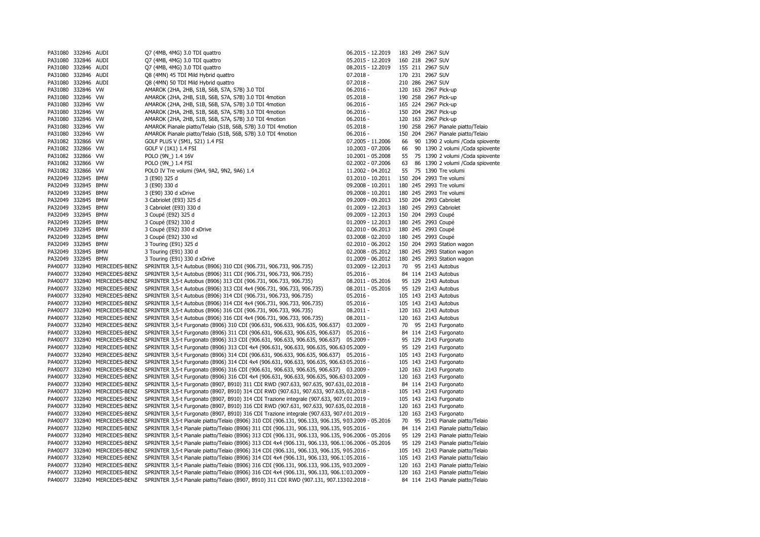| | | | | | | | | |
|---|---|---|---|---|---|---|---|---|
| PA31080 | 332846 | AUDI | Q7 (4MB, 4MG) 3.0 TDI quattro | 06.2015 - 12.2019 | 183 | 249 | 2967 | SUV |
| PA31080 | 332846 | AUDI | Q7 (4MB, 4MG) 3.0 TDI quattro | 05.2015 - 12.2019 | 160 | 218 | 2967 | SUV |
| PA31080 | 332846 | AUDI | Q7 (4MB, 4MG) 3.0 TDI quattro | 08.2015 - 12.2019 | 155 | 211 | 2967 | SUV |
| PA31080 | 332846 | AUDI | Q8 (4MN) 45 TDI Mild Hybrid quattro | 07.2018 - | 170 | 231 | 2967 | SUV |
| PA31080 | 332846 | AUDI | Q8 (4MN) 50 TDI Mild Hybrid quattro | 07.2018 - | 210 | 286 | 2967 | SUV |
| PA31080 | 332846 | VW | AMAROK (2HA, 2HB, S1B, S6B, S7A, S7B) 3.0 TDI | 06.2016 - | 120 | 163 | 2967 | Pick-up |
| PA31080 | 332846 | VW | AMAROK (2HA, 2HB, S1B, S6B, S7A, S7B) 3.0 TDI 4motion | 05.2018 - | 190 | 258 | 2967 | Pick-up |
| PA31080 | 332846 | VW | AMAROK (2HA, 2HB, S1B, S6B, S7A, S7B) 3.0 TDI 4motion | 06.2016 - | 165 | 224 | 2967 | Pick-up |
| PA31080 | 332846 | VW | AMAROK (2HA, 2HB, S1B, S6B, S7A, S7B) 3.0 TDI 4motion | 06.2016 - | 150 | 204 | 2967 | Pick-up |
| PA31080 | 332846 | VW | AMAROK (2HA, 2HB, S1B, S6B, S7A, S7B) 3.0 TDI 4motion | 06.2016 - | 120 | 163 | 2967 | Pick-up |
| PA31080 | 332846 | VW | AMAROK Pianale piatto/Telaio (S1B, S6B, S7B) 3.0 TDI 4motion | 05.2018 - | 190 | 258 | 2967 | Pianale piatto/Telaio |
| PA31080 | 332846 | VW | AMAROK Pianale piatto/Telaio (S1B, S6B, S7B) 3.0 TDI 4motion | 06.2016 - | 150 | 204 | 2967 | Pianale piatto/Telaio |
| PA31082 | 332866 | VW | GOLF PLUS V (5M1, 521) 1.4 FSI | 07.2005 - 11.2006 | 66 | 90 | 1390 | 2 volumi /Coda spiovente |
| PA31082 | 332866 | VW | GOLF V (1K1) 1.4 FSI | 10.2003 - 07.2006 | 66 | 90 | 1390 | 2 volumi /Coda spiovente |
| PA31082 | 332866 | VW | POLO (9N_) 1.4 16V | 10.2001 - 05.2008 | 55 | 75 | 1390 | 2 volumi /Coda spiovente |
| PA31082 | 332866 | VW | POLO (9N_) 1.4 FSI | 02.2002 - 07.2006 | 63 | 86 | 1390 | 2 volumi /Coda spiovente |
| PA31082 | 332866 | VW | POLO IV Tre volumi (9A4, 9A2, 9N2, 9A6) 1.4 | 11.2002 - 04.2012 | 55 | 75 | 1390 | Tre volumi |
| PA32049 | 332845 | BMW | 3 (E90) 325 d | 03.2010 - 10.2011 | 150 | 204 | 2993 | Tre volumi |
| PA32049 | 332845 | BMW | 3 (E90) 330 d | 09.2008 - 10.2011 | 180 | 245 | 2993 | Tre volumi |
| PA32049 | 332845 | BMW | 3 (E90) 330 d xDrive | 09.2008 - 10.2011 | 180 | 245 | 2993 | Tre volumi |
| PA32049 | 332845 | BMW | 3 Cabriolet (E93) 325 d | 09.2009 - 09.2013 | 150 | 204 | 2993 | Cabriolet |
| PA32049 | 332845 | BMW | 3 Cabriolet (E93) 330 d | 01.2009 - 12.2013 | 180 | 245 | 2993 | Cabriolet |
| PA32049 | 332845 | BMW | 3 Coupé (E92) 325 d | 09.2009 - 12.2013 | 150 | 204 | 2993 | Coupé |
| PA32049 | 332845 | BMW | 3 Coupé (E92) 330 d | 01.2009 - 12.2013 | 180 | 245 | 2993 | Coupé |
| PA32049 | 332845 | BMW | 3 Coupé (E92) 330 d xDrive | 02.2010 - 06.2013 | 180 | 245 | 2993 | Coupé |
| PA32049 | 332845 | BMW | 3 Coupé (E92) 330 xd | 03.2008 - 02.2010 | 180 | 245 | 2993 | Coupé |
| PA32049 | 332845 | BMW | 3 Touring (E91) 325 d | 02.2010 - 06.2012 | 150 | 204 | 2993 | Station wagon |
| PA32049 | 332845 | BMW | 3 Touring (E91) 330 d | 02.2008 - 05.2012 | 180 | 245 | 2993 | Station wagon |
| PA32049 | 332845 | BMW | 3 Touring (E91) 330 d xDrive | 01.2009 - 06.2012 | 180 | 245 | 2993 | Station wagon |
| PA40077 | 332840 | MERCEDES-BENZ | SPRINTER 3,5-t Autobus (B906) 310 CDI (906.731, 906.733, 906.735) | 03.2009 - 12.2013 | 70 | 95 | 2143 | Autobus |
| PA40077 | 332840 | MERCEDES-BENZ | SPRINTER 3,5-t Autobus (B906) 311 CDI (906.731, 906.733, 906.735) | 05.2016 - | 84 | 114 | 2143 | Autobus |
| PA40077 | 332840 | MERCEDES-BENZ | SPRINTER 3,5-t Autobus (B906) 313 CDI (906.731, 906.733, 906.735) | 08.2011 - 05.2016 | 95 | 129 | 2143 | Autobus |
| PA40077 | 332840 | MERCEDES-BENZ | SPRINTER 3,5-t Autobus (B906) 313 CDI 4x4 (906.731, 906.733, 906.735) | 08.2011 - 05.2016 | 95 | 129 | 2143 | Autobus |
| PA40077 | 332840 | MERCEDES-BENZ | SPRINTER 3,5-t Autobus (B906) 314 CDI (906.731, 906.733, 906.735) | 05.2016 - | 105 | 143 | 2143 | Autobus |
| PA40077 | 332840 | MERCEDES-BENZ | SPRINTER 3,5-t Autobus (B906) 314 CDI 4x4 (906.731, 906.733, 906.735) | 05.2016 - | 105 | 143 | 2143 | Autobus |
| PA40077 | 332840 | MERCEDES-BENZ | SPRINTER 3,5-t Autobus (B906) 316 CDI (906.731, 906.733, 906.735) | 08.2011 - | 120 | 163 | 2143 | Autobus |
| PA40077 | 332840 | MERCEDES-BENZ | SPRINTER 3,5-t Autobus (B906) 316 CDI 4x4 (906.731, 906.733, 906.735) | 08.2011 - | 120 | 163 | 2143 | Autobus |
| PA40077 | 332840 | MERCEDES-BENZ | SPRINTER 3,5-t Furgonato (B906) 310 CDI (906.631, 906.633, 906.635, 906.637) | 03.2009 - | 70 | 95 | 2143 | Furgonato |
| PA40077 | 332840 | MERCEDES-BENZ | SPRINTER 3,5-t Furgonato (B906) 311 CDI (906.631, 906.633, 906.635, 906.637) | 05.2016 - | 84 | 114 | 2143 | Furgonato |
| PA40077 | 332840 | MERCEDES-BENZ | SPRINTER 3,5-t Furgonato (B906) 313 CDI (906.631, 906.633, 906.635, 906.637) | 05.2009 - | 95 | 129 | 2143 | Furgonato |
| PA40077 | 332840 | MERCEDES-BENZ | SPRINTER 3,5-t Furgonato (B906) 313 CDI 4x4 (906.631, 906.633, 906.635, 906.63 | 05.2009 - | 95 | 129 | 2143 | Furgonato |
| PA40077 | 332840 | MERCEDES-BENZ | SPRINTER 3,5-t Furgonato (B906) 314 CDI (906.631, 906.633, 906.635, 906.637) | 05.2016 - | 105 | 143 | 2143 | Furgonato |
| PA40077 | 332840 | MERCEDES-BENZ | SPRINTER 3,5-t Furgonato (B906) 314 CDI 4x4 (906.631, 906.633, 906.635, 906.63 | 05.2016 - | 105 | 143 | 2143 | Furgonato |
| PA40077 | 332840 | MERCEDES-BENZ | SPRINTER 3,5-t Furgonato (B906) 316 CDI (906.631, 906.633, 906.635, 906.637) | 03.2009 - | 120 | 163 | 2143 | Furgonato |
| PA40077 | 332840 | MERCEDES-BENZ | SPRINTER 3,5-t Furgonato (B906) 316 CDI 4x4 (906.631, 906.633, 906.635, 906.63 | 03.2009 - | 120 | 163 | 2143 | Furgonato |
| PA40077 | 332840 | MERCEDES-BENZ | SPRINTER 3,5-t Furgonato (B907, B910) 311 CDI RWD (907.633, 907.635, 907.631, | 02.2018 - | 84 | 114 | 2143 | Furgonato |
| PA40077 | 332840 | MERCEDES-BENZ | SPRINTER 3,5-t Furgonato (B907, B910) 314 CDI RWD (907.631, 907.633, 907.635, | 02.2018 - | 105 | 143 | 2143 | Furgonato |
| PA40077 | 332840 | MERCEDES-BENZ | SPRINTER 3,5-t Furgonato (B907, B910) 314 CDI Trazione integrale (907.633, 907.6 | 01.2019 - | 105 | 143 | 2143 | Furgonato |
| PA40077 | 332840 | MERCEDES-BENZ | SPRINTER 3,5-t Furgonato (B907, B910) 316 CDI RWD (907.631, 907.633, 907.635, | 02.2018 - | 120 | 163 | 2143 | Furgonato |
| PA40077 | 332840 | MERCEDES-BENZ | SPRINTER 3,5-t Furgonato (B907, B910) 316 CDI Trazione integrale (907.633, 907.6 | 01.2019 - | 120 | 163 | 2143 | Furgonato |
| PA40077 | 332840 | MERCEDES-BENZ | SPRINTER 3,5-t Pianale piatto/Telaio (B906) 310 CDI (906.131, 906.133, 906.135, 9 | 03.2009 - 05.2016 | 70 | 95 | 2143 | Pianale piatto/Telaio |
| PA40077 | 332840 | MERCEDES-BENZ | SPRINTER 3,5-t Pianale piatto/Telaio (B906) 311 CDI (906.131, 906.133, 906.135, 9 | 05.2016 - | 84 | 114 | 2143 | Pianale piatto/Telaio |
| PA40077 | 332840 | MERCEDES-BENZ | SPRINTER 3,5-t Pianale piatto/Telaio (B906) 313 CDI (906.131, 906.133, 906.135, 9 | 06.2006 - 05.2016 | 95 | 129 | 2143 | Pianale piatto/Telaio |
| PA40077 | 332840 | MERCEDES-BENZ | SPRINTER 3,5-t Pianale piatto/Telaio (B906) 313 CDI 4x4 (906.131, 906.133, 906.1 | 06.2006 - 05.2016 | 95 | 129 | 2143 | Pianale piatto/Telaio |
| PA40077 | 332840 | MERCEDES-BENZ | SPRINTER 3,5-t Pianale piatto/Telaio (B906) 314 CDI (906.131, 906.133, 906.135, 9 | 05.2016 - | 105 | 143 | 2143 | Pianale piatto/Telaio |
| PA40077 | 332840 | MERCEDES-BENZ | SPRINTER 3,5-t Pianale piatto/Telaio (B906) 314 CDI 4x4 (906.131, 906.133, 906.1 | 05.2016 - | 105 | 143 | 2143 | Pianale piatto/Telaio |
| PA40077 | 332840 | MERCEDES-BENZ | SPRINTER 3,5-t Pianale piatto/Telaio (B906) 316 CDI (906.131, 906.133, 906.135, 9 | 03.2009 - | 120 | 163 | 2143 | Pianale piatto/Telaio |
| PA40077 | 332840 | MERCEDES-BENZ | SPRINTER 3,5-t Pianale piatto/Telaio (B906) 316 CDI 4x4 (906.131, 906.133, 906.1 | 03.2009 - | 120 | 163 | 2143 | Pianale piatto/Telaio |
| PA40077 | 332840 | MERCEDES-BENZ | SPRINTER 3,5-t Pianale piatto/Telaio (B907, B910) 311 CDI RWD (907.131, 907.133 | 02.2018 - | 84 | 114 | 2143 | Pianale piatto/Telaio |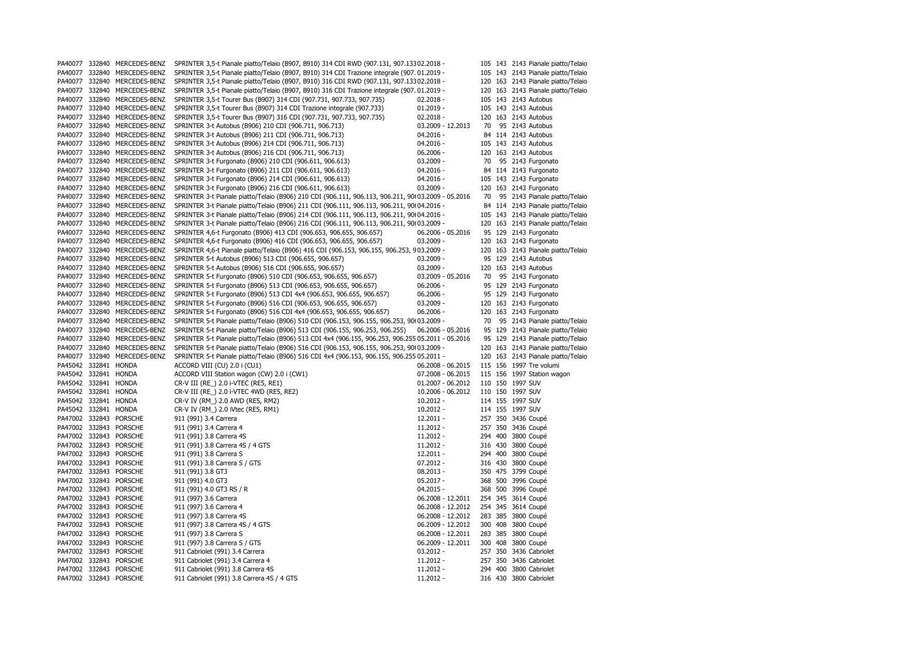| | | | | | | | | |
|---|---|---|---|---|---|---|---|---|
| PA40077 | 332840 | MERCEDES-BENZ | SPRINTER 3,5-t Pianale piatto/Telaio (B907, B910) 314 CDI RWD (907.131, 907.133 | 02.2018 - | 105 | 143 | 2143 | Pianale piatto/Telaio |
| PA40077 | 332840 | MERCEDES-BENZ | SPRINTER 3,5-t Pianale piatto/Telaio (B907, B910) 314 CDI Trazione integrale (907. | 01.2019 - | 105 | 143 | 2143 | Pianale piatto/Telaio |
| PA40077 | 332840 | MERCEDES-BENZ | SPRINTER 3,5-t Pianale piatto/Telaio (B907, B910) 316 CDI RWD (907.131, 907.133 | 02.2018 - | 120 | 163 | 2143 | Pianale piatto/Telaio |
| PA40077 | 332840 | MERCEDES-BENZ | SPRINTER 3,5-t Pianale piatto/Telaio (B907, B910) 316 CDI Trazione integrale (907. | 01.2019 - | 120 | 163 | 2143 | Pianale piatto/Telaio |
| PA40077 | 332840 | MERCEDES-BENZ | SPRINTER 3,5-t Tourer Bus (B907) 314 CDI (907.731, 907.733, 907.735) | 02.2018 - | 105 | 143 | 2143 | Autobus |
| PA40077 | 332840 | MERCEDES-BENZ | SPRINTER 3,5-t Tourer Bus (B907) 314 CDI Trazione integrale (907.733) | 01.2019 - | 105 | 143 | 2143 | Autobus |
| PA40077 | 332840 | MERCEDES-BENZ | SPRINTER 3,5-t Tourer Bus (B907) 316 CDI (907.731, 907.733, 907.735) | 02.2018 - | 120 | 163 | 2143 | Autobus |
| PA40077 | 332840 | MERCEDES-BENZ | SPRINTER 3-t Autobus (B906) 210 CDI (906.711, 906.713) | 03.2009 - 12.2013 | 70 | 95 | 2143 | Autobus |
| PA40077 | 332840 | MERCEDES-BENZ | SPRINTER 3-t Autobus (B906) 211 CDI (906.711, 906.713) | 04.2016 - | 84 | 114 | 2143 | Autobus |
| PA40077 | 332840 | MERCEDES-BENZ | SPRINTER 3-t Autobus (B906) 214 CDI (906.711, 906.713) | 04.2016 - | 105 | 143 | 2143 | Autobus |
| PA40077 | 332840 | MERCEDES-BENZ | SPRINTER 3-t Autobus (B906) 216 CDI (906.711, 906.713) | 06.2006 - | 120 | 163 | 2143 | Autobus |
| PA40077 | 332840 | MERCEDES-BENZ | SPRINTER 3-t Furgonato (B906) 210 CDI (906.611, 906.613) | 03.2009 - | 70 | 95 | 2143 | Furgonato |
| PA40077 | 332840 | MERCEDES-BENZ | SPRINTER 3-t Furgonato (B906) 211 CDI (906.611, 906.613) | 04.2016 - | 84 | 114 | 2143 | Furgonato |
| PA40077 | 332840 | MERCEDES-BENZ | SPRINTER 3-t Furgonato (B906) 214 CDI (906.611, 906.613) | 04.2016 - | 105 | 143 | 2143 | Furgonato |
| PA40077 | 332840 | MERCEDES-BENZ | SPRINTER 3-t Furgonato (B906) 216 CDI (906.611, 906.613) | 03.2009 - | 120 | 163 | 2143 | Furgonato |
| PA40077 | 332840 | MERCEDES-BENZ | SPRINTER 3-t Pianale piatto/Telaio (B906) 210 CDI (906.111, 906.113, 906.211, 90( | 03.2009 - 05.2016 | 70 | 95 | 2143 | Pianale piatto/Telaio |
| PA40077 | 332840 | MERCEDES-BENZ | SPRINTER 3-t Pianale piatto/Telaio (B906) 211 CDI (906.111, 906.113, 906.211, 90( | 04.2016 - | 84 | 114 | 2143 | Pianale piatto/Telaio |
| PA40077 | 332840 | MERCEDES-BENZ | SPRINTER 3-t Pianale piatto/Telaio (B906) 214 CDI (906.111, 906.113, 906.211, 90( | 04.2016 - | 105 | 143 | 2143 | Pianale piatto/Telaio |
| PA40077 | 332840 | MERCEDES-BENZ | SPRINTER 3-t Pianale piatto/Telaio (B906) 216 CDI (906.111, 906.113, 906.211, 90( | 03.2009 - | 120 | 163 | 2143 | Pianale piatto/Telaio |
| PA40077 | 332840 | MERCEDES-BENZ | SPRINTER 4,6-t Furgonato (B906) 413 CDI (906.653, 906.655, 906.657) | 06.2006 - 05.2016 | 95 | 129 | 2143 | Furgonato |
| PA40077 | 332840 | MERCEDES-BENZ | SPRINTER 4,6-t Furgonato (B906) 416 CDI (906.653, 906.655, 906.657) | 03.2009 - | 120 | 163 | 2143 | Furgonato |
| PA40077 | 332840 | MERCEDES-BENZ | SPRINTER 4,6-t Pianale piatto/Telaio (B906) 416 CDI (906.153, 906.155, 906.253, 9 | 03.2009 - | 120 | 163 | 2143 | Pianale piatto/Telaio |
| PA40077 | 332840 | MERCEDES-BENZ | SPRINTER 5-t Autobus (B906) 513 CDI (906.655, 906.657) | 03.2009 - | 95 | 129 | 2143 | Autobus |
| PA40077 | 332840 | MERCEDES-BENZ | SPRINTER 5-t Autobus (B906) 516 CDI (906.655, 906.657) | 03.2009 - | 120 | 163 | 2143 | Autobus |
| PA40077 | 332840 | MERCEDES-BENZ | SPRINTER 5-t Furgonato (B906) 510 CDI (906.653, 906.655, 906.657) | 03.2009 - 05.2016 | 70 | 95 | 2143 | Furgonato |
| PA40077 | 332840 | MERCEDES-BENZ | SPRINTER 5-t Furgonato (B906) 513 CDI (906.653, 906.655, 906.657) | 06.2006 - | 95 | 129 | 2143 | Furgonato |
| PA40077 | 332840 | MERCEDES-BENZ | SPRINTER 5-t Furgonato (B906) 513 CDI 4x4 (906.653, 906.655, 906.657) | 06.2006 - | 95 | 129 | 2143 | Furgonato |
| PA40077 | 332840 | MERCEDES-BENZ | SPRINTER 5-t Furgonato (B906) 516 CDI (906.653, 906.655, 906.657) | 03.2009 - | 120 | 163 | 2143 | Furgonato |
| PA40077 | 332840 | MERCEDES-BENZ | SPRINTER 5-t Furgonato (B906) 516 CDI 4x4 (906.653, 906.655, 906.657) | 06.2006 - | 120 | 163 | 2143 | Furgonato |
| PA40077 | 332840 | MERCEDES-BENZ | SPRINTER 5-t Pianale piatto/Telaio (B906) 510 CDI (906.153, 906.155, 906.253, 90( | 03.2009 - | 70 | 95 | 2143 | Pianale piatto/Telaio |
| PA40077 | 332840 | MERCEDES-BENZ | SPRINTER 5-t Pianale piatto/Telaio (B906) 513 CDI (906.155, 906.253, 906.255) | 06.2006 - 05.2016 | 95 | 129 | 2143 | Pianale piatto/Telaio |
| PA40077 | 332840 | MERCEDES-BENZ | SPRINTER 5-t Pianale piatto/Telaio (B906) 513 CDI 4x4 (906.155, 906.253, 906.255 | 05.2011 - 05.2016 | 95 | 129 | 2143 | Pianale piatto/Telaio |
| PA40077 | 332840 | MERCEDES-BENZ | SPRINTER 5-t Pianale piatto/Telaio (B906) 516 CDI (906.153, 906.155, 906.253, 90( | 03.2009 - | 120 | 163 | 2143 | Pianale piatto/Telaio |
| PA40077 | 332840 | MERCEDES-BENZ | SPRINTER 5-t Pianale piatto/Telaio (B906) 516 CDI 4x4 (906.153, 906.155, 906.255 | 05.2011 - | 120 | 163 | 2143 | Pianale piatto/Telaio |
| PA45042 | 332841 | HONDA | ACCORD VIII (CU) 2.0 i (CU1) | 06.2008 - 06.2015 | 115 | 156 | 1997 | Tre volumi |
| PA45042 | 332841 | HONDA | ACCORD VIII Station wagon (CW) 2.0 i (CW1) | 07.2008 - 06.2015 | 115 | 156 | 1997 | Station wagon |
| PA45042 | 332841 | HONDA | CR-V III (RE_) 2.0 i-VTEC (RE5, RE1) | 01.2007 - 06.2012 | 110 | 150 | 1997 | SUV |
| PA45042 | 332841 | HONDA | CR-V III (RE_) 2.0 i-VTEC 4WD (RE5, RE2) | 10.2006 - 06.2012 | 110 | 150 | 1997 | SUV |
| PA45042 | 332841 | HONDA | CR-V IV (RM_) 2.0 AWD (RE5, RM2) | 10.2012 - | 114 | 155 | 1997 | SUV |
| PA45042 | 332841 | HONDA | CR-V IV (RM_) 2.0 iVtec (RE5, RM1) | 10.2012 - | 114 | 155 | 1997 | SUV |
| PA47002 | 332843 | PORSCHE | 911 (991) 3.4 Carrera | 12.2011 - | 257 | 350 | 3436 | Coupé |
| PA47002 | 332843 | PORSCHE | 911 (991) 3.4 Carrera 4 | 11.2012 - | 257 | 350 | 3436 | Coupé |
| PA47002 | 332843 | PORSCHE | 911 (991) 3.8 Carrera 4S | 11.2012 - | 294 | 400 | 3800 | Coupé |
| PA47002 | 332843 | PORSCHE | 911 (991) 3.8 Carrera 4S / 4 GTS | 11.2012 - | 316 | 430 | 3800 | Coupé |
| PA47002 | 332843 | PORSCHE | 911 (991) 3.8 Carrera S | 12.2011 - | 294 | 400 | 3800 | Coupé |
| PA47002 | 332843 | PORSCHE | 911 (991) 3.8 Carrera S / GTS | 07.2012 - | 316 | 430 | 3800 | Coupé |
| PA47002 | 332843 | PORSCHE | 911 (991) 3.8 GT3 | 08.2013 - | 350 | 475 | 3799 | Coupé |
| PA47002 | 332843 | PORSCHE | 911 (991) 4.0 GT3 | 05.2017 - | 368 | 500 | 3996 | Coupé |
| PA47002 | 332843 | PORSCHE | 911 (991) 4.0 GT3 RS / R | 04.2015 - | 368 | 500 | 3996 | Coupé |
| PA47002 | 332843 | PORSCHE | 911 (997) 3.6 Carrera | 06.2008 - 12.2011 | 254 | 345 | 3614 | Coupé |
| PA47002 | 332843 | PORSCHE | 911 (997) 3.6 Carrera 4 | 06.2008 - 12.2012 | 254 | 345 | 3614 | Coupé |
| PA47002 | 332843 | PORSCHE | 911 (997) 3.8 Carrera 4S | 06.2008 - 12.2012 | 283 | 385 | 3800 | Coupé |
| PA47002 | 332843 | PORSCHE | 911 (997) 3.8 Carrera 4S / 4 GTS | 06.2009 - 12.2012 | 300 | 408 | 3800 | Coupé |
| PA47002 | 332843 | PORSCHE | 911 (997) 3.8 Carrera S | 06.2008 - 12.2011 | 283 | 385 | 3800 | Coupé |
| PA47002 | 332843 | PORSCHE | 911 (997) 3.8 Carrera S / GTS | 06.2009 - 12.2011 | 300 | 408 | 3800 | Coupé |
| PA47002 | 332843 | PORSCHE | 911 Cabriolet (991) 3.4 Carrera | 03.2012 - | 257 | 350 | 3436 | Cabriolet |
| PA47002 | 332843 | PORSCHE | 911 Cabriolet (991) 3.4 Carrera 4 | 11.2012 - | 257 | 350 | 3436 | Cabriolet |
| PA47002 | 332843 | PORSCHE | 911 Cabriolet (991) 3.8 Carrera 4S | 11.2012 - | 294 | 400 | 3800 | Cabriolet |
| PA47002 | 332843 | PORSCHE | 911 Cabriolet (991) 3.8 Carrera 4S / 4 GTS | 11.2012 - | 316 | 430 | 3800 | Cabriolet |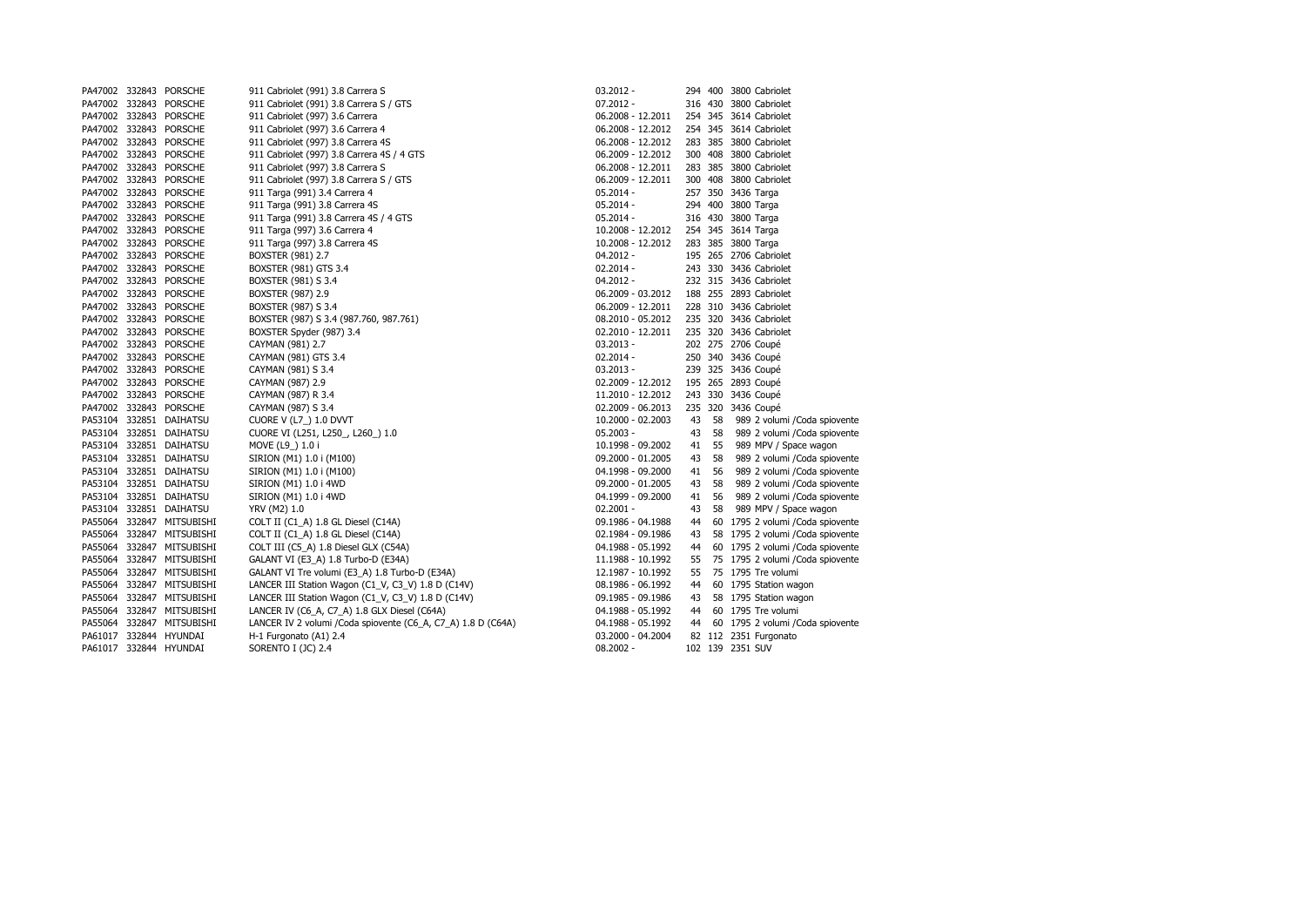| | | | | | | | | |
|---|---|---|---|---|---|---|---|---|
| PA47002 | 332843 | PORSCHE | 911 Cabriolet (991) 3.8 Carrera S | 03.2012 - | 294 | 400 | 3800 | Cabriolet |
| PA47002 | 332843 | PORSCHE | 911 Cabriolet (991) 3.8 Carrera S / GTS | 07.2012 - | 316 | 430 | 3800 | Cabriolet |
| PA47002 | 332843 | PORSCHE | 911 Cabriolet (997) 3.6 Carrera | 06.2008 - 12.2011 | 254 | 345 | 3614 | Cabriolet |
| PA47002 | 332843 | PORSCHE | 911 Cabriolet (997) 3.6 Carrera 4 | 06.2008 - 12.2012 | 254 | 345 | 3614 | Cabriolet |
| PA47002 | 332843 | PORSCHE | 911 Cabriolet (997) 3.8 Carrera 4S | 06.2008 - 12.2012 | 283 | 385 | 3800 | Cabriolet |
| PA47002 | 332843 | PORSCHE | 911 Cabriolet (997) 3.8 Carrera 4S / 4 GTS | 06.2009 - 12.2012 | 300 | 408 | 3800 | Cabriolet |
| PA47002 | 332843 | PORSCHE | 911 Cabriolet (997) 3.8 Carrera S | 06.2008 - 12.2011 | 283 | 385 | 3800 | Cabriolet |
| PA47002 | 332843 | PORSCHE | 911 Cabriolet (997) 3.8 Carrera S / GTS | 06.2009 - 12.2011 | 300 | 408 | 3800 | Cabriolet |
| PA47002 | 332843 | PORSCHE | 911 Targa (991) 3.4 Carrera 4 | 05.2014 - | 257 | 350 | 3436 | Targa |
| PA47002 | 332843 | PORSCHE | 911 Targa (991) 3.8 Carrera 4S | 05.2014 - | 294 | 400 | 3800 | Targa |
| PA47002 | 332843 | PORSCHE | 911 Targa (991) 3.8 Carrera 4S / 4 GTS | 05.2014 - | 316 | 430 | 3800 | Targa |
| PA47002 | 332843 | PORSCHE | 911 Targa (997) 3.6 Carrera 4 | 10.2008 - 12.2012 | 254 | 345 | 3614 | Targa |
| PA47002 | 332843 | PORSCHE | 911 Targa (997) 3.8 Carrera 4S | 10.2008 - 12.2012 | 283 | 385 | 3800 | Targa |
| PA47002 | 332843 | PORSCHE | BOXSTER (981) 2.7 | 04.2012 - | 195 | 265 | 2706 | Cabriolet |
| PA47002 | 332843 | PORSCHE | BOXSTER (981) GTS 3.4 | 02.2014 - | 243 | 330 | 3436 | Cabriolet |
| PA47002 | 332843 | PORSCHE | BOXSTER (981) S 3.4 | 04.2012 - | 232 | 315 | 3436 | Cabriolet |
| PA47002 | 332843 | PORSCHE | BOXSTER (987) 2.9 | 06.2009 - 03.2012 | 188 | 255 | 2893 | Cabriolet |
| PA47002 | 332843 | PORSCHE | BOXSTER (987) S 3.4 | 06.2009 - 12.2011 | 228 | 310 | 3436 | Cabriolet |
| PA47002 | 332843 | PORSCHE | BOXSTER (987) S 3.4 (987.760, 987.761) | 08.2010 - 05.2012 | 235 | 320 | 3436 | Cabriolet |
| PA47002 | 332843 | PORSCHE | BOXSTER Spyder (987) 3.4 | 02.2010 - 12.2011 | 235 | 320 | 3436 | Cabriolet |
| PA47002 | 332843 | PORSCHE | CAYMAN (981) 2.7 | 03.2013 - | 202 | 275 | 2706 | Coupé |
| PA47002 | 332843 | PORSCHE | CAYMAN (981) GTS 3.4 | 02.2014 - | 250 | 340 | 3436 | Coupé |
| PA47002 | 332843 | PORSCHE | CAYMAN (981) S 3.4 | 03.2013 - | 239 | 325 | 3436 | Coupé |
| PA47002 | 332843 | PORSCHE | CAYMAN (987) 2.9 | 02.2009 - 12.2012 | 195 | 265 | 2893 | Coupé |
| PA47002 | 332843 | PORSCHE | CAYMAN (987) R 3.4 | 11.2010 - 12.2012 | 243 | 330 | 3436 | Coupé |
| PA47002 | 332843 | PORSCHE | CAYMAN (987) S 3.4 | 02.2009 - 06.2013 | 235 | 320 | 3436 | Coupé |
| PA53104 | 332851 | DAIHATSU | CUORE V (L7_) 1.0 DVVT | 10.2000 - 02.2003 | 43 | 58 | 989 | 2 volumi /Coda spiovente |
| PA53104 | 332851 | DAIHATSU | CUORE VI (L251, L250_, L260_) 1.0 | 05.2003 - | 43 | 58 | 989 | 2 volumi /Coda spiovente |
| PA53104 | 332851 | DAIHATSU | MOVE (L9_) 1.0 i | 10.1998 - 09.2002 | 41 | 55 | 989 | MPV / Space wagon |
| PA53104 | 332851 | DAIHATSU | SIRION (M1) 1.0 i (M100) | 09.2000 - 01.2005 | 43 | 58 | 989 | 2 volumi /Coda spiovente |
| PA53104 | 332851 | DAIHATSU | SIRION (M1) 1.0 i (M100) | 04.1998 - 09.2000 | 41 | 56 | 989 | 2 volumi /Coda spiovente |
| PA53104 | 332851 | DAIHATSU | SIRION (M1) 1.0 i 4WD | 09.2000 - 01.2005 | 43 | 58 | 989 | 2 volumi /Coda spiovente |
| PA53104 | 332851 | DAIHATSU | SIRION (M1) 1.0 i 4WD | 04.1999 - 09.2000 | 41 | 56 | 989 | 2 volumi /Coda spiovente |
| PA53104 | 332851 | DAIHATSU | YRV (M2) 1.0 | 02.2001 - | 43 | 58 | 989 | MPV / Space wagon |
| PA55064 | 332847 | MITSUBISHI | COLT II (C1_A) 1.8 GL Diesel (C14A) | 09.1986 - 04.1988 | 44 | 60 | 1795 | 2 volumi /Coda spiovente |
| PA55064 | 332847 | MITSUBISHI | COLT II (C1_A) 1.8 GL Diesel (C14A) | 02.1984 - 09.1986 | 43 | 58 | 1795 | 2 volumi /Coda spiovente |
| PA55064 | 332847 | MITSUBISHI | COLT III (C5_A) 1.8 Diesel GLX (C54A) | 04.1988 - 05.1992 | 44 | 60 | 1795 | 2 volumi /Coda spiovente |
| PA55064 | 332847 | MITSUBISHI | GALANT VI (E3_A) 1.8 Turbo-D (E34A) | 11.1988 - 10.1992 | 55 | 75 | 1795 | 2 volumi /Coda spiovente |
| PA55064 | 332847 | MITSUBISHI | GALANT VI Tre volumi (E3_A) 1.8 Turbo-D (E34A) | 12.1987 - 10.1992 | 55 | 75 | 1795 | Tre volumi |
| PA55064 | 332847 | MITSUBISHI | LANCER III Station Wagon (C1_V, C3_V) 1.8 D (C14V) | 08.1986 - 06.1992 | 44 | 60 | 1795 | Station wagon |
| PA55064 | 332847 | MITSUBISHI | LANCER III Station Wagon (C1_V, C3_V) 1.8 D (C14V) | 09.1985 - 09.1986 | 43 | 58 | 1795 | Station wagon |
| PA55064 | 332847 | MITSUBISHI | LANCER IV (C6_A, C7_A) 1.8 GLX Diesel (C64A) | 04.1988 - 05.1992 | 44 | 60 | 1795 | Tre volumi |
| PA55064 | 332847 | MITSUBISHI | LANCER IV 2 volumi /Coda spiovente (C6_A, C7_A) 1.8 D (C64A) | 04.1988 - 05.1992 | 44 | 60 | 1795 | 2 volumi /Coda spiovente |
| PA61017 | 332844 | HYUNDAI | H-1 Furgonato (A1) 2.4 | 03.2000 - 04.2004 | 82 | 112 | 2351 | Furgonato |
| PA61017 | 332844 | HYUNDAI | SORENTO I (JC) 2.4 | 08.2002 - | 102 | 139 | 2351 | SUV |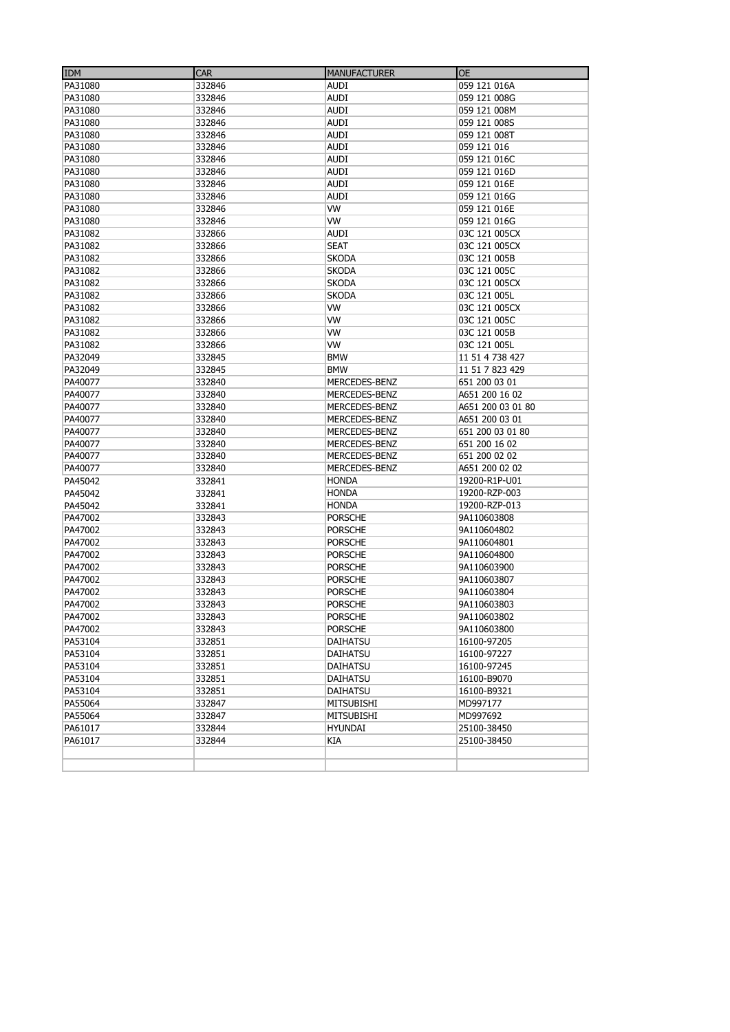| IDM | CAR | MANUFACTURER | OE |
| --- | --- | --- | --- |
| PA31080 | 332846 | AUDI | 059 121 016A |
| PA31080 | 332846 | AUDI | 059 121 008G |
| PA31080 | 332846 | AUDI | 059 121 008M |
| PA31080 | 332846 | AUDI | 059 121 008S |
| PA31080 | 332846 | AUDI | 059 121 008T |
| PA31080 | 332846 | AUDI | 059 121 016 |
| PA31080 | 332846 | AUDI | 059 121 016C |
| PA31080 | 332846 | AUDI | 059 121 016D |
| PA31080 | 332846 | AUDI | 059 121 016E |
| PA31080 | 332846 | AUDI | 059 121 016G |
| PA31080 | 332846 | VW | 059 121 016E |
| PA31080 | 332846 | VW | 059 121 016G |
| PA31082 | 332866 | AUDI | 03C 121 005CX |
| PA31082 | 332866 | SEAT | 03C 121 005CX |
| PA31082 | 332866 | SKODA | 03C 121 005B |
| PA31082 | 332866 | SKODA | 03C 121 005C |
| PA31082 | 332866 | SKODA | 03C 121 005CX |
| PA31082 | 332866 | SKODA | 03C 121 005L |
| PA31082 | 332866 | VW | 03C 121 005CX |
| PA31082 | 332866 | VW | 03C 121 005C |
| PA31082 | 332866 | VW | 03C 121 005B |
| PA31082 | 332866 | VW | 03C 121 005L |
| PA32049 | 332845 | BMW | 11 51 4 738 427 |
| PA32049 | 332845 | BMW | 11 51 7 823 429 |
| PA40077 | 332840 | MERCEDES-BENZ | 651 200 03 01 |
| PA40077 | 332840 | MERCEDES-BENZ | A651 200 16 02 |
| PA40077 | 332840 | MERCEDES-BENZ | A651 200 03 01 80 |
| PA40077 | 332840 | MERCEDES-BENZ | A651 200 03 01 |
| PA40077 | 332840 | MERCEDES-BENZ | 651 200 03 01 80 |
| PA40077 | 332840 | MERCEDES-BENZ | 651 200 16 02 |
| PA40077 | 332840 | MERCEDES-BENZ | 651 200 02 02 |
| PA40077 | 332840 | MERCEDES-BENZ | A651 200 02 02 |
| PA45042 | 332841 | HONDA | 19200-R1P-U01 |
| PA45042 | 332841 | HONDA | 19200-RZP-003 |
| PA45042 | 332841 | HONDA | 19200-RZP-013 |
| PA47002 | 332843 | PORSCHE | 9A110603808 |
| PA47002 | 332843 | PORSCHE | 9A110604802 |
| PA47002 | 332843 | PORSCHE | 9A110604801 |
| PA47002 | 332843 | PORSCHE | 9A110604800 |
| PA47002 | 332843 | PORSCHE | 9A110603900 |
| PA47002 | 332843 | PORSCHE | 9A110603807 |
| PA47002 | 332843 | PORSCHE | 9A110603804 |
| PA47002 | 332843 | PORSCHE | 9A110603803 |
| PA47002 | 332843 | PORSCHE | 9A110603802 |
| PA47002 | 332843 | PORSCHE | 9A110603800 |
| PA53104 | 332851 | DAIHATSU | 16100-97205 |
| PA53104 | 332851 | DAIHATSU | 16100-97227 |
| PA53104 | 332851 | DAIHATSU | 16100-97245 |
| PA53104 | 332851 | DAIHATSU | 16100-B9070 |
| PA53104 | 332851 | DAIHATSU | 16100-B9321 |
| PA55064 | 332847 | MITSUBISHI | MD997177 |
| PA55064 | 332847 | MITSUBISHI | MD997692 |
| PA61017 | 332844 | HYUNDAI | 25100-38450 |
| PA61017 | 332844 | KIA | 25100-38450 |
| | | | |
| | | | |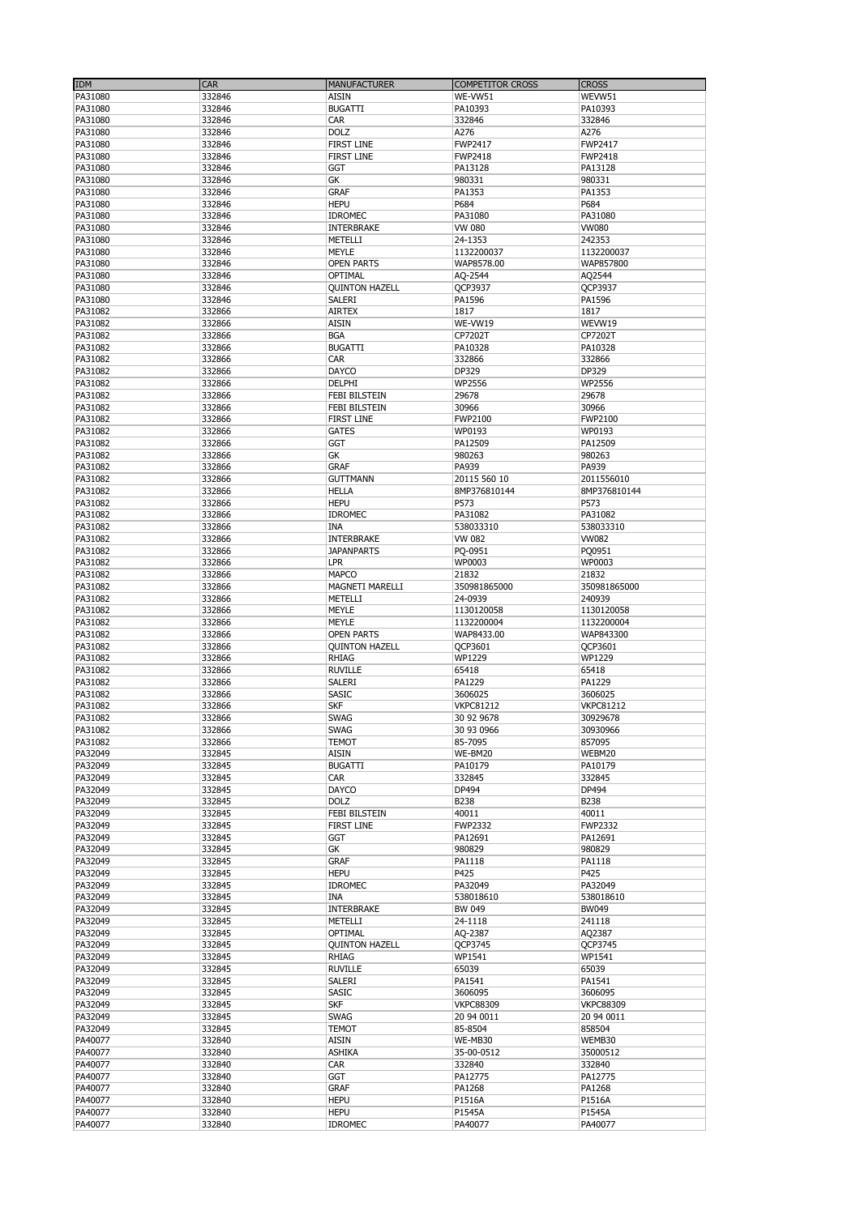| IDM | CAR | MANUFACTURER | COMPETITOR CROSS | CROSS |
|---|---|---|---|---|
| PA31080 | 332846 | AISIN | WE-VW51 | WEVW51 |
| PA31080 | 332846 | BUGATTI | PA10393 | PA10393 |
| PA31080 | 332846 | CAR | 332846 | 332846 |
| PA31080 | 332846 | DOLZ | A276 | A276 |
| PA31080 | 332846 | FIRST LINE | FWP2417 | FWP2417 |
| PA31080 | 332846 | FIRST LINE | FWP2418 | FWP2418 |
| PA31080 | 332846 | GGT | PA13128 | PA13128 |
| PA31080 | 332846 | GK | 980331 | 980331 |
| PA31080 | 332846 | GRAF | PA1353 | PA1353 |
| PA31080 | 332846 | HEPU | P684 | P684 |
| PA31080 | 332846 | IDROMEC | PA31080 | PA31080 |
| PA31080 | 332846 | INTERBRAKE | VW 080 | VW080 |
| PA31080 | 332846 | METELLI | 24-1353 | 242353 |
| PA31080 | 332846 | MEYLE | 1132200037 | 1132200037 |
| PA31080 | 332846 | OPEN PARTS | WAP8578.00 | WAP857800 |
| PA31080 | 332846 | OPTIMAL | AQ-2544 | AQ2544 |
| PA31080 | 332846 | QUINTON HAZELL | QCP3937 | QCP3937 |
| PA31080 | 332846 | SALERI | PA1596 | PA1596 |
| PA31082 | 332866 | AIRTEX | 1817 | 1817 |
| PA31082 | 332866 | AISIN | WE-VW19 | WEVW19 |
| PA31082 | 332866 | BGA | CP7202T | CP7202T |
| PA31082 | 332866 | BUGATTI | PA10328 | PA10328 |
| PA31082 | 332866 | CAR | 332866 | 332866 |
| PA31082 | 332866 | DAYCO | DP329 | DP329 |
| PA31082 | 332866 | DELPHI | WP2556 | WP2556 |
| PA31082 | 332866 | FEBI BILSTEIN | 29678 | 29678 |
| PA31082 | 332866 | FEBI BILSTEIN | 30966 | 30966 |
| PA31082 | 332866 | FIRST LINE | FWP2100 | FWP2100 |
| PA31082 | 332866 | GATES | WP0193 | WP0193 |
| PA31082 | 332866 | GGT | PA12509 | PA12509 |
| PA31082 | 332866 | GK | 980263 | 980263 |
| PA31082 | 332866 | GRAF | PA939 | PA939 |
| PA31082 | 332866 | GUTTMANN | 20115 560 10 | 2011556010 |
| PA31082 | 332866 | HELLA | 8MP376810144 | 8MP376810144 |
| PA31082 | 332866 | HEPU | P573 | P573 |
| PA31082 | 332866 | IDROMEC | PA31082 | PA31082 |
| PA31082 | 332866 | INA | 538033310 | 538033310 |
| PA31082 | 332866 | INTERBRAKE | VW 082 | VW082 |
| PA31082 | 332866 | JAPANPARTS | PQ-0951 | PQ0951 |
| PA31082 | 332866 | LPR | WP0003 | WP0003 |
| PA31082 | 332866 | MAPCO | 21832 | 21832 |
| PA31082 | 332866 | MAGNETI MARELLI | 350981865000 | 350981865000 |
| PA31082 | 332866 | METELLI | 24-0939 | 240939 |
| PA31082 | 332866 | MEYLE | 1130120058 | 1130120058 |
| PA31082 | 332866 | MEYLE | 1132200004 | 1132200004 |
| PA31082 | 332866 | OPEN PARTS | WAP8433.00 | WAP843300 |
| PA31082 | 332866 | QUINTON HAZELL | QCP3601 | QCP3601 |
| PA31082 | 332866 | RHIAG | WP1229 | WP1229 |
| PA31082 | 332866 | RUVILLE | 65418 | 65418 |
| PA31082 | 332866 | SALERI | PA1229 | PA1229 |
| PA31082 | 332866 | SASIC | 3606025 | 3606025 |
| PA31082 | 332866 | SKF | VKPC81212 | VKPC81212 |
| PA31082 | 332866 | SWAG | 30 92 9678 | 30929678 |
| PA31082 | 332866 | SWAG | 30 93 0966 | 30930966 |
| PA31082 | 332866 | TEMOT | 85-7095 | 857095 |
| PA32049 | 332845 | AISIN | WE-BM20 | WEBM20 |
| PA32049 | 332845 | BUGATTI | PA10179 | PA10179 |
| PA32049 | 332845 | CAR | 332845 | 332845 |
| PA32049 | 332845 | DAYCO | DP494 | DP494 |
| PA32049 | 332845 | DOLZ | B238 | B238 |
| PA32049 | 332845 | FEBI BILSTEIN | 40011 | 40011 |
| PA32049 | 332845 | FIRST LINE | FWP2332 | FWP2332 |
| PA32049 | 332845 | GGT | PA12691 | PA12691 |
| PA32049 | 332845 | GK | 980829 | 980829 |
| PA32049 | 332845 | GRAF | PA1118 | PA1118 |
| PA32049 | 332845 | HEPU | P425 | P425 |
| PA32049 | 332845 | IDROMEC | PA32049 | PA32049 |
| PA32049 | 332845 | INA | 538018610 | 538018610 |
| PA32049 | 332845 | INTERBRAKE | BW 049 | BW049 |
| PA32049 | 332845 | METELLI | 24-1118 | 241118 |
| PA32049 | 332845 | OPTIMAL | AQ-2387 | AQ2387 |
| PA32049 | 332845 | QUINTON HAZELL | QCP3745 | QCP3745 |
| PA32049 | 332845 | RHIAG | WP1541 | WP1541 |
| PA32049 | 332845 | RUVILLE | 65039 | 65039 |
| PA32049 | 332845 | SALERI | PA1541 | PA1541 |
| PA32049 | 332845 | SASIC | 3606095 | 3606095 |
| PA32049 | 332845 | SKF | VKPC88309 | VKPC88309 |
| PA32049 | 332845 | SWAG | 20 94 0011 | 20 94 0011 |
| PA32049 | 332845 | TEMOT | 85-8504 | 858504 |
| PA40077 | 332840 | AISIN | WE-MB30 | WEMB30 |
| PA40077 | 332840 | ASHIKA | 35-00-0512 | 35000512 |
| PA40077 | 332840 | CAR | 332840 | 332840 |
| PA40077 | 332840 | GGT | PA12775 | PA12775 |
| PA40077 | 332840 | GRAF | PA1268 | PA1268 |
| PA40077 | 332840 | HEPU | P1516A | P1516A |
| PA40077 | 332840 | HEPU | P1545A | P1545A |
| PA40077 | 332840 | IDROMEC | PA40077 | PA40077 |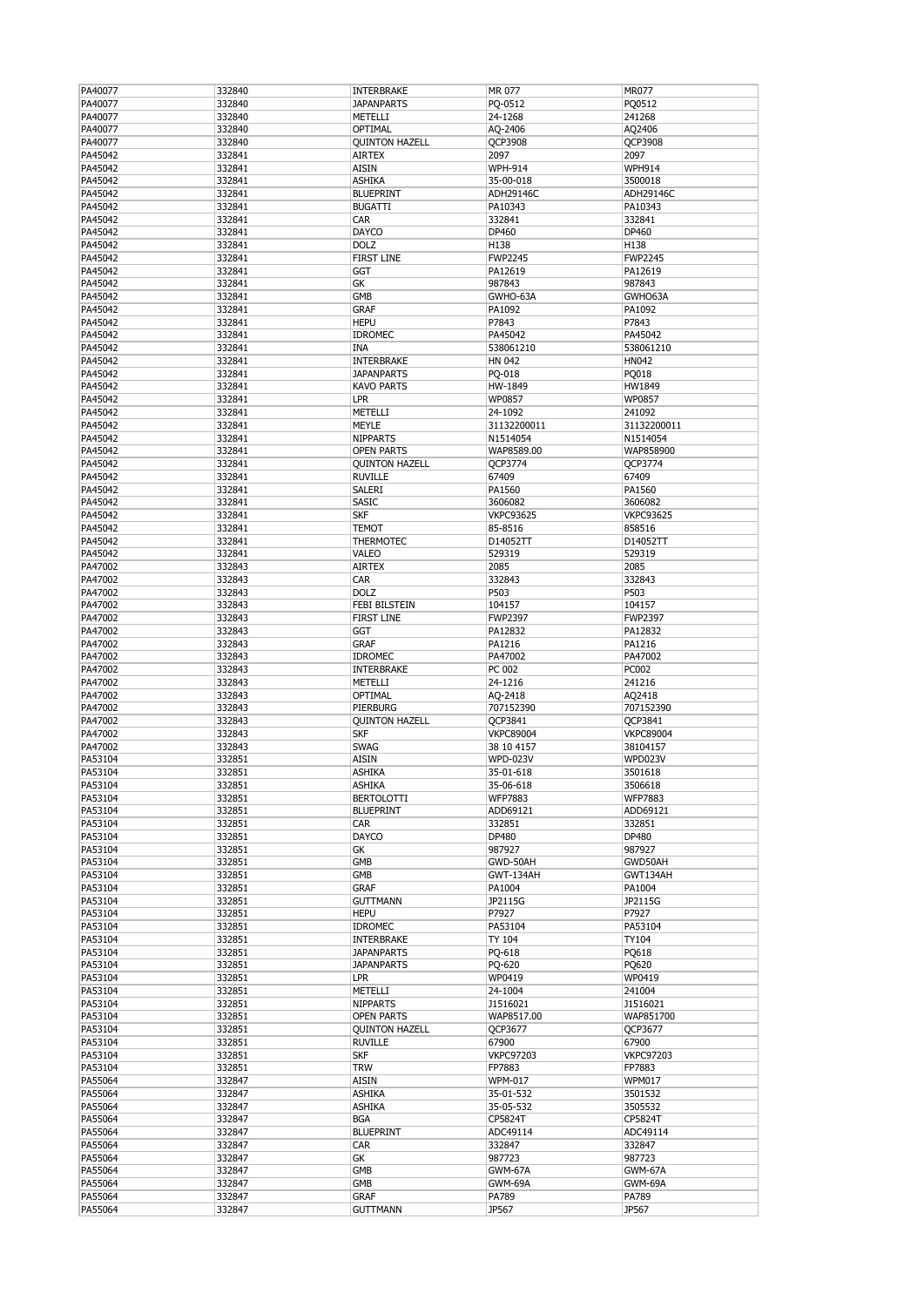| PA40077 | 332840 | INTERBRAKE | MR 077 | MR077 |
|---|---|---|---|---|
| PA40077 | 332840 | JAPANPARTS | PQ-0512 | PQ0512 |
| PA40077 | 332840 | METELLI | 24-1268 | 241268 |
| PA40077 | 332840 | OPTIMAL | AQ-2406 | AQ2406 |
| PA40077 | 332840 | QUINTON HAZELL | QCP3908 | QCP3908 |
| PA45042 | 332841 | AIRTEX | 2097 | 2097 |
| PA45042 | 332841 | AISIN | WPH-914 | WPH914 |
| PA45042 | 332841 | ASHIKA | 35-00-018 | 3500018 |
| PA45042 | 332841 | BLUEPRINT | ADH29146C | ADH29146C |
| PA45042 | 332841 | BUGATTI | PA10343 | PA10343 |
| PA45042 | 332841 | CAR | 332841 | 332841 |
| PA45042 | 332841 | DAYCO | DP460 | DP460 |
| PA45042 | 332841 | DOLZ | H138 | H138 |
| PA45042 | 332841 | FIRST LINE | FWP2245 | FWP2245 |
| PA45042 | 332841 | GGT | PA12619 | PA12619 |
| PA45042 | 332841 | GK | 987843 | 987843 |
| PA45042 | 332841 | GMB | GWHO-63A | GWHO63A |
| PA45042 | 332841 | GRAF | PA1092 | PA1092 |
| PA45042 | 332841 | HEPU | P7843 | P7843 |
| PA45042 | 332841 | IDROMEC | PA45042 | PA45042 |
| PA45042 | 332841 | INA | 538061210 | 538061210 |
| PA45042 | 332841 | INTERBRAKE | HN 042 | HN042 |
| PA45042 | 332841 | JAPANPARTS | PQ-018 | PQ018 |
| PA45042 | 332841 | KAVO PARTS | HW-1849 | HW1849 |
| PA45042 | 332841 | LPR | WP0857 | WP0857 |
| PA45042 | 332841 | METELLI | 24-1092 | 241092 |
| PA45042 | 332841 | MEYLE | 31132200011 | 31132200011 |
| PA45042 | 332841 | NIPPARTS | N1514054 | N1514054 |
| PA45042 | 332841 | OPEN PARTS | WAP8589.00 | WAP858900 |
| PA45042 | 332841 | QUINTON HAZELL | QCP3774 | QCP3774 |
| PA45042 | 332841 | RUVILLE | 67409 | 67409 |
| PA45042 | 332841 | SALERI | PA1560 | PA1560 |
| PA45042 | 332841 | SASIC | 3606082 | 3606082 |
| PA45042 | 332841 | SKF | VKPC93625 | VKPC93625 |
| PA45042 | 332841 | TEMOT | 85-8516 | 858516 |
| PA45042 | 332841 | THERMOTEC | D14052TT | D14052TT |
| PA45042 | 332841 | VALEO | 529319 | 529319 |
| PA47002 | 332843 | AIRTEX | 2085 | 2085 |
| PA47002 | 332843 | CAR | 332843 | 332843 |
| PA47002 | 332843 | DOLZ | P503 | P503 |
| PA47002 | 332843 | FEBI BILSTEIN | 104157 | 104157 |
| PA47002 | 332843 | FIRST LINE | FWP2397 | FWP2397 |
| PA47002 | 332843 | GGT | PA12832 | PA12832 |
| PA47002 | 332843 | GRAF | PA1216 | PA1216 |
| PA47002 | 332843 | IDROMEC | PA47002 | PA47002 |
| PA47002 | 332843 | INTERBRAKE | PC 002 | PC002 |
| PA47002 | 332843 | METELLI | 24-1216 | 241216 |
| PA47002 | 332843 | OPTIMAL | AQ-2418 | AQ2418 |
| PA47002 | 332843 | PIERBURG | 707152390 | 707152390 |
| PA47002 | 332843 | QUINTON HAZELL | QCP3841 | QCP3841 |
| PA47002 | 332843 | SKF | VKPC89004 | VKPC89004 |
| PA47002 | 332843 | SWAG | 38 10 4157 | 38104157 |
| PA53104 | 332851 | AISIN | WPD-023V | WPD023V |
| PA53104 | 332851 | ASHIKA | 35-01-618 | 3501618 |
| PA53104 | 332851 | ASHIKA | 35-06-618 | 3506618 |
| PA53104 | 332851 | BERTOLOTTI | WFP7883 | WFP7883 |
| PA53104 | 332851 | BLUEPRINT | ADD69121 | ADD69121 |
| PA53104 | 332851 | CAR | 332851 | 332851 |
| PA53104 | 332851 | DAYCO | DP480 | DP480 |
| PA53104 | 332851 | GK | 987927 | 987927 |
| PA53104 | 332851 | GMB | GWD-50AH | GWD50AH |
| PA53104 | 332851 | GMB | GWT-134AH | GWT134AH |
| PA53104 | 332851 | GRAF | PA1004 | PA1004 |
| PA53104 | 332851 | GUTTMANN | JP2115G | JP2115G |
| PA53104 | 332851 | HEPU | P7927 | P7927 |
| PA53104 | 332851 | IDROMEC | PA53104 | PA53104 |
| PA53104 | 332851 | INTERBRAKE | TY 104 | TY104 |
| PA53104 | 332851 | JAPANPARTS | PQ-618 | PQ618 |
| PA53104 | 332851 | JAPANPARTS | PQ-620 | PQ620 |
| PA53104 | 332851 | LPR | WP0419 | WP0419 |
| PA53104 | 332851 | METELLI | 24-1004 | 241004 |
| PA53104 | 332851 | NIPPARTS | J1516021 | J1516021 |
| PA53104 | 332851 | OPEN PARTS | WAP8517.00 | WAP851700 |
| PA53104 | 332851 | QUINTON HAZELL | QCP3677 | QCP3677 |
| PA53104 | 332851 | RUVILLE | 67900 | 67900 |
| PA53104 | 332851 | SKF | VKPC97203 | VKPC97203 |
| PA53104 | 332851 | TRW | FP7883 | FP7883 |
| PA55064 | 332847 | AISIN | WPM-017 | WPM017 |
| PA55064 | 332847 | ASHIKA | 35-01-532 | 3501532 |
| PA55064 | 332847 | ASHIKA | 35-05-532 | 3505532 |
| PA55064 | 332847 | BGA | CP5824T | CP5824T |
| PA55064 | 332847 | BLUEPRINT | ADC49114 | ADC49114 |
| PA55064 | 332847 | CAR | 332847 | 332847 |
| PA55064 | 332847 | GK | 987723 | 987723 |
| PA55064 | 332847 | GMB | GWM-67A | GWM-67A |
| PA55064 | 332847 | GMB | GWM-69A | GWM-69A |
| PA55064 | 332847 | GRAF | PA789 | PA789 |
| PA55064 | 332847 | GUTTMANN | JP567 | JP567 |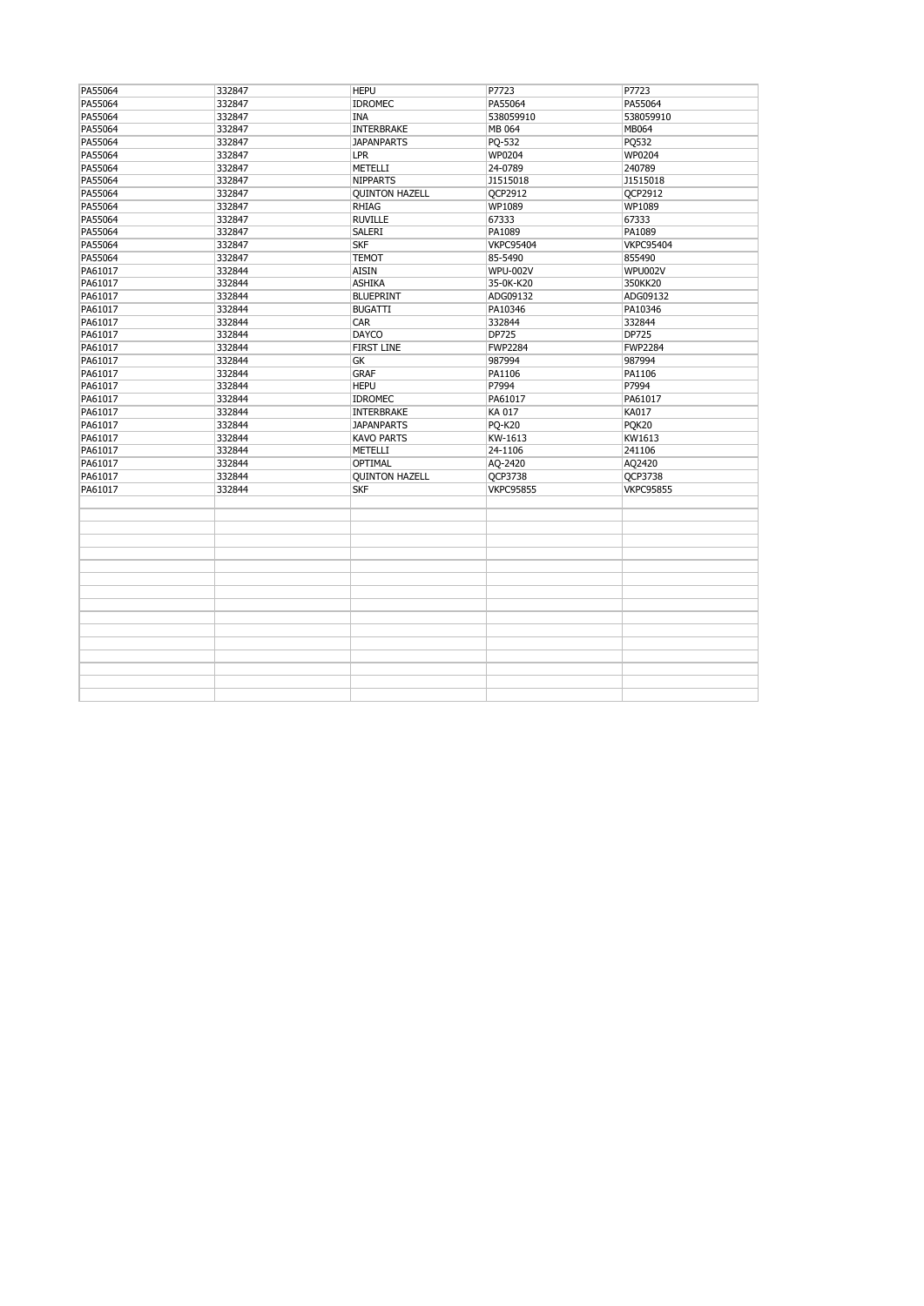| | | | | |
|---|---|---|---|---|
| PA55064 | 332847 | HEPU | P7723 | P7723 |
| PA55064 | 332847 | IDROMEC | PA55064 | PA55064 |
| PA55064 | 332847 | INA | 538059910 | 538059910 |
| PA55064 | 332847 | INTERBRAKE | MB 064 | MB064 |
| PA55064 | 332847 | JAPANPARTS | PQ-532 | PQ532 |
| PA55064 | 332847 | LPR | WP0204 | WP0204 |
| PA55064 | 332847 | METELLI | 24-0789 | 240789 |
| PA55064 | 332847 | NIPPARTS | J1515018 | J1515018 |
| PA55064 | 332847 | QUINTON HAZELL | QCP2912 | QCP2912 |
| PA55064 | 332847 | RHIAG | WP1089 | WP1089 |
| PA55064 | 332847 | RUVILLE | 67333 | 67333 |
| PA55064 | 332847 | SALERI | PA1089 | PA1089 |
| PA55064 | 332847 | SKF | VKPC95404 | VKPC95404 |
| PA55064 | 332847 | TEMOT | 85-5490 | 855490 |
| PA61017 | 332844 | AISIN | WPU-002V | WPU002V |
| PA61017 | 332844 | ASHIKA | 35-0K-K20 | 350KK20 |
| PA61017 | 332844 | BLUEPRINT | ADG09132 | ADG09132 |
| PA61017 | 332844 | BUGATTI | PA10346 | PA10346 |
| PA61017 | 332844 | CAR | 332844 | 332844 |
| PA61017 | 332844 | DAYCO | DP725 | DP725 |
| PA61017 | 332844 | FIRST LINE | FWP2284 | FWP2284 |
| PA61017 | 332844 | GK | 987994 | 987994 |
| PA61017 | 332844 | GRAF | PA1106 | PA1106 |
| PA61017 | 332844 | HEPU | P7994 | P7994 |
| PA61017 | 332844 | IDROMEC | PA61017 | PA61017 |
| PA61017 | 332844 | INTERBRAKE | KA 017 | KA017 |
| PA61017 | 332844 | JAPANPARTS | PQ-K20 | PQK20 |
| PA61017 | 332844 | KAVO PARTS | KW-1613 | KW1613 |
| PA61017 | 332844 | METELLI | 24-1106 | 241106 |
| PA61017 | 332844 | OPTIMAL | AQ-2420 | AQ2420 |
| PA61017 | 332844 | QUINTON HAZELL | QCP3738 | QCP3738 |
| PA61017 | 332844 | SKF | VKPC95855 | VKPC95855 |